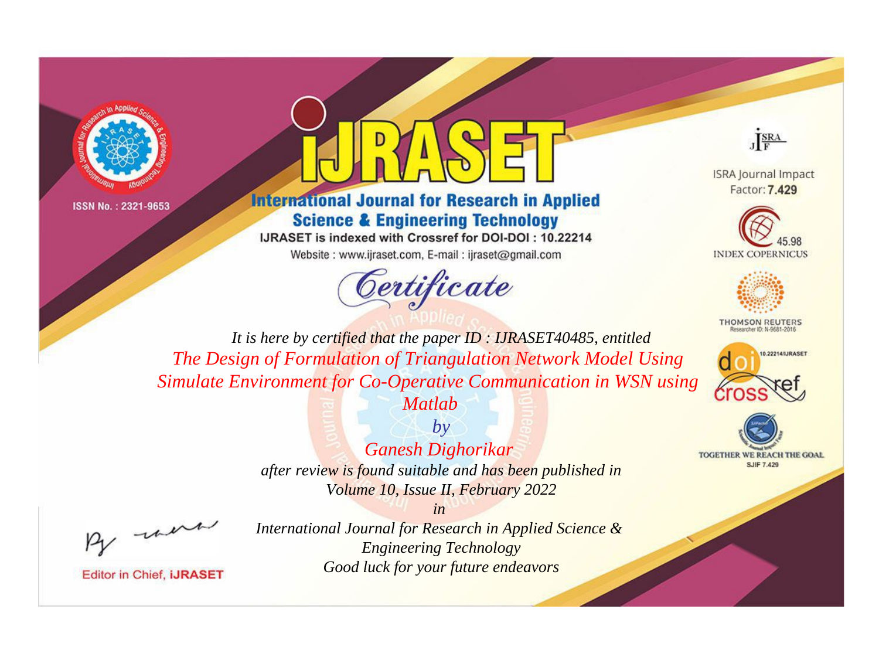ISSN No. : 2321-9653

# IJRASET

## International Journal for Research in Applied Science & Engineering Technology

IJRASET is indexed with Crossref for DOI-DOI : 10.22214

Website : www.ijraset.com, E-mail : ijraset@gmail.com

ISRA Journal Impact Factor: **7.429**

45.98 INDEX COPERNICUS

THOMSON REUTERS Researcher ID: N-9681-2016

10.22214/IJRASET

TOGETHER WE REACH THE GOAL SJIF 7.429

# *Certificate*

*It is here by certified that the paper ID : IJRASET40485, entitled*

*The Design of Formulation of Triangulation Network Model Using Simulate Environment for Co-Operative Communication in WSN using Matlab*

*by*

*Ganesh Dighorikar*

*after review is found suitable and has been published in*

*Volume 10, Issue II, February 2022*

*in*

*International Journal for Research in Applied Science & Engineering Technology*

*Good luck for your future endeavors*

Editor in Chief, **iJRASET**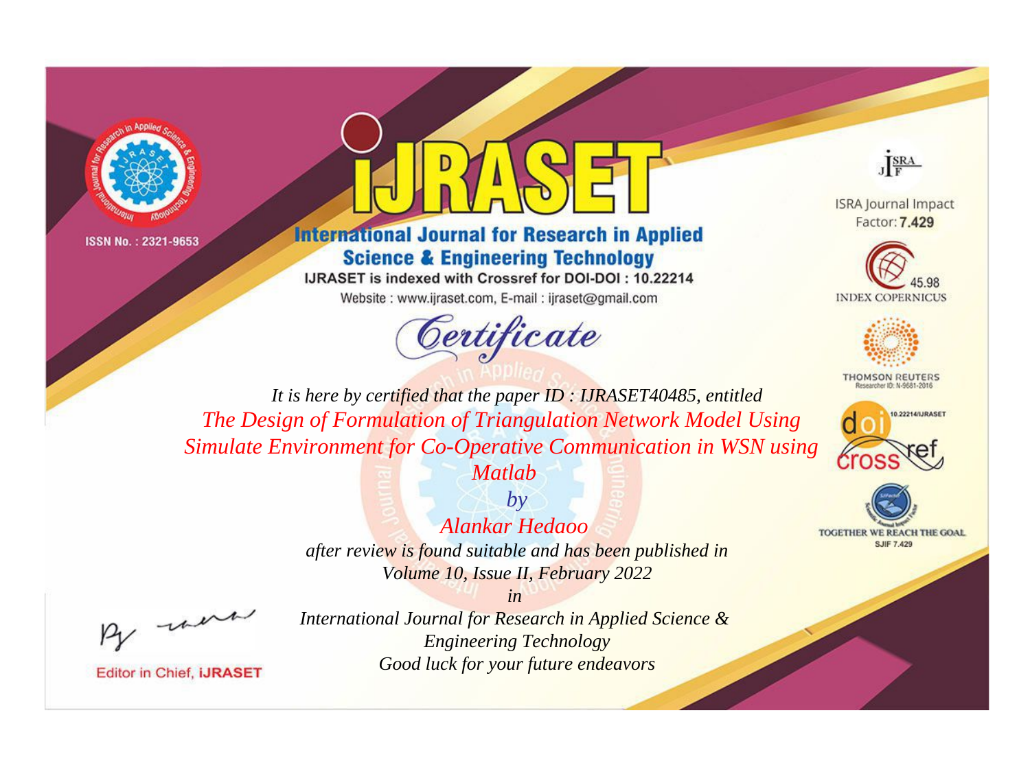ISSN No. : 2321-9653

# iJRASET

## International Journal for Research in Applied Science & Engineering Technology

IJRASET is indexed with Crossref for DOI-DOI : 10.22214

Website : www.ijraset.com, E-mail : ijraset@gmail.com

ISRA Journal Impact Factor: **7.429**

45.98 INDEX COPERNICUS

THOMSON REUTERS Researcher ID: N-9681-2016

10.22214/IJRASET

TOGETHER WE REACH THE GOAL SJIF 7.429

# *Certificate*

*It is here by certified that the paper ID : IJRASET40485, entitled*

*The Design of Formulation of Triangulation Network Model Using Simulate Environment for Co-Operative Communication in WSN using Matlab*

*by*

*Alankar Hedaoo*

*after review is found suitable and has been published in*
*Volume 10, Issue II, February 2022*

*in*

*International Journal for Research in Applied Science & Engineering Technology*
*Good luck for your future endeavors*

Editor in Chief, **iJRASET**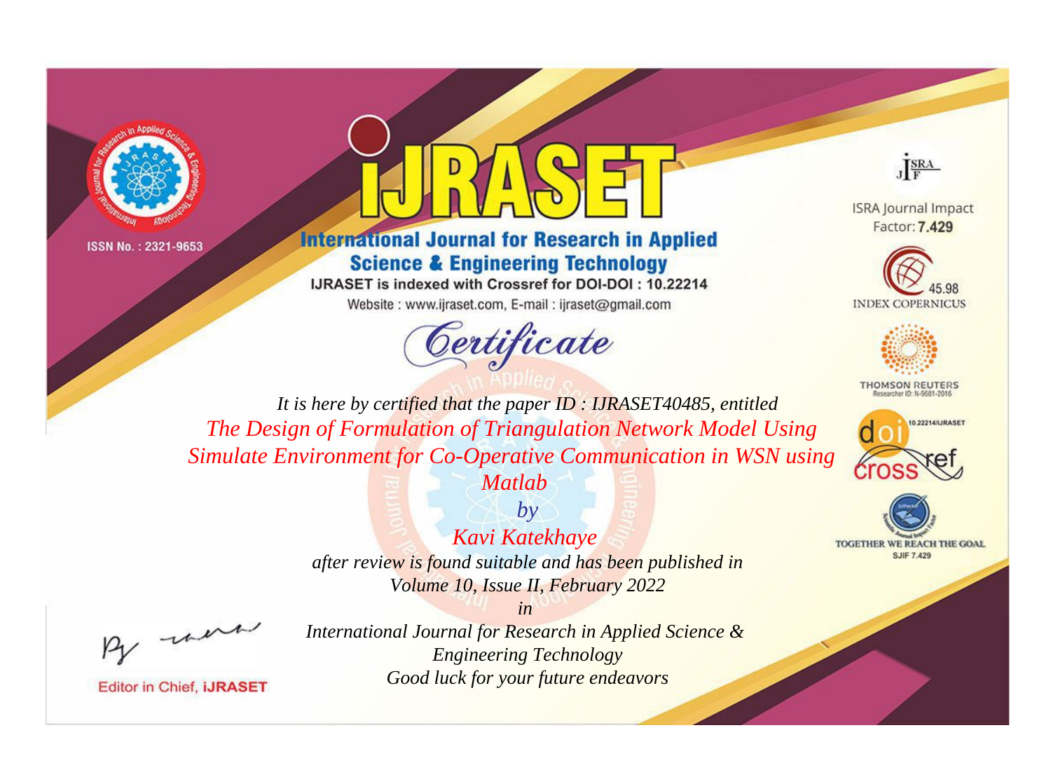ISSN No. : 2321-9653

# iJRASET

## International Journal for Research in Applied Science & Engineering Technology

IJRASET is indexed with Crossref for DOI-DOI : 10.22214

Website : www.ijraset.com, E-mail : ijraset@gmail.com

# Certificate

ISRA Journal Impact Factor: **7.429**

45.98 INDEX COPERNICUS

THOMSON REUTERS Researcher ID: N-9681-2016

10.22214/IJRASET

TOGETHER WE REACH THE GOAL SJIF 7.429

*It is here by certified that the paper ID : IJRASET40485, entitled*

*The Design of Formulation of Triangulation Network Model Using Simulate Environment for Co-Operative Communication in WSN using Matlab*

*by*

*Kavi Katekhaye*

*after review is found suitable and has been published in*

*Volume 10, Issue II, February 2022*

*in*

*International Journal for Research in Applied Science & Engineering Technology*

*Good luck for your future endeavors*

Editor in Chief, iJRASET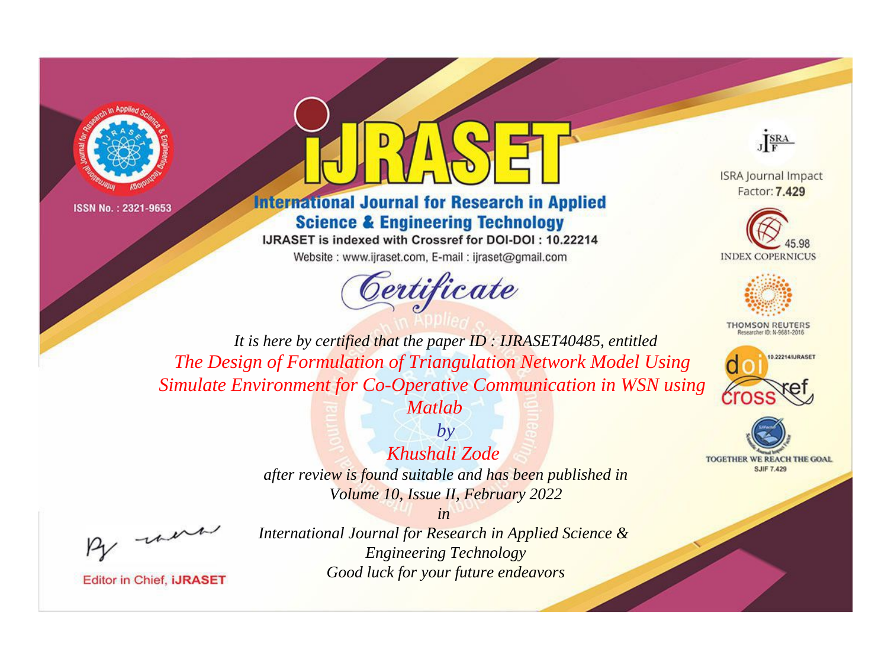ISSN No. : 2321-9653

# iJRASET

## International Journal for Research in Applied Science & Engineering Technology

IJRASET is indexed with Crossref for DOI-DOI : 10.22214

Website : www.ijraset.com, E-mail : ijraset@gmail.com

ISRA Journal Impact Factor: **7.429**

45.98 INDEX COPERNICUS

THOMSON REUTERS Researcher ID: N-9681-2016

10.22214/IJRASET

TOGETHER WE REACH THE GOAL SJIF 7.429

# Certificate

*It is here by certified that the paper ID : IJRASET40485, entitled*

*The Design of Formulation of Triangulation Network Model Using Simulate Environment for Co-Operative Communication in WSN using Matlab*

*by*

*Khushali Zode*

*after review is found suitable and has been published in Volume 10, Issue II, February 2022*

*in*

*International Journal for Research in Applied Science & Engineering Technology*

*Good luck for your future endeavors*

Editor in Chief, iJRASET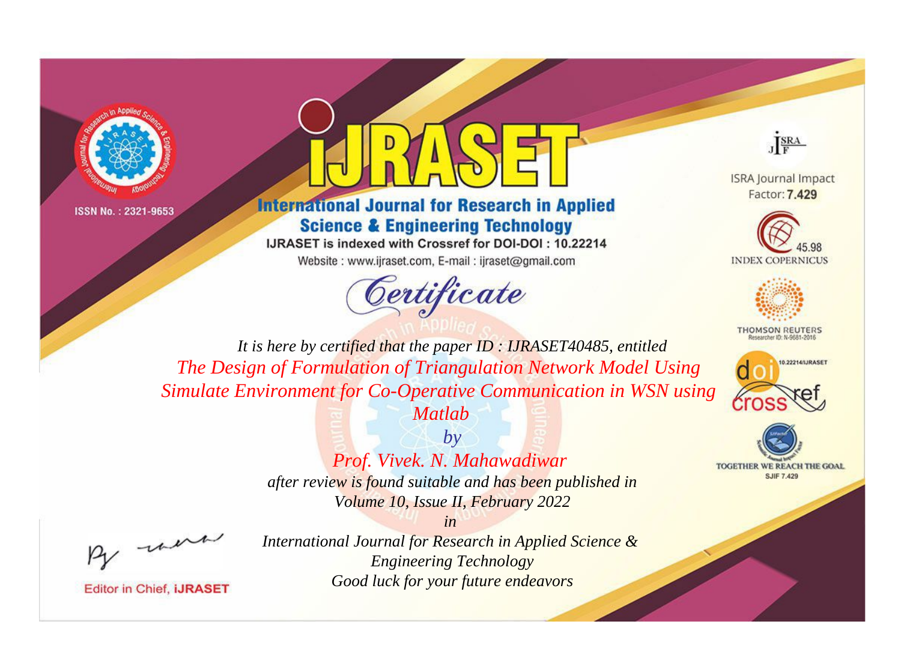ISSN No. : 2321-9653

# iJRASET

## International Journal for Research in Applied Science & Engineering Technology

IJRASET is indexed with Crossref for DOI-DOI : 10.22214

Website : www.ijraset.com, E-mail : ijraset@gmail.com

ISRA Journal Impact Factor: **7.429**

45.98 INDEX COPERNICUS

THOMSON REUTERS Researcher ID: N-9681-2016

10.22214/IJRASET

TOGETHER WE REACH THE GOAL SJIF 7.429

# *Certificate*

*It is here by certified that the paper ID : IJRASET40485, entitled*

*The Design of Formulation of Triangulation Network Model Using Simulate Environment for Co-Operative Communication in WSN using Matlab*

*by*

*Prof. Vivek. N. Mahawadiwar*

*after review is found suitable and has been published in*

*Volume 10, Issue II, February 2022*

*in*

*International Journal for Research in Applied Science & Engineering Technology*

*Good luck for your future endeavors*

Editor in Chief, **iJRASET**